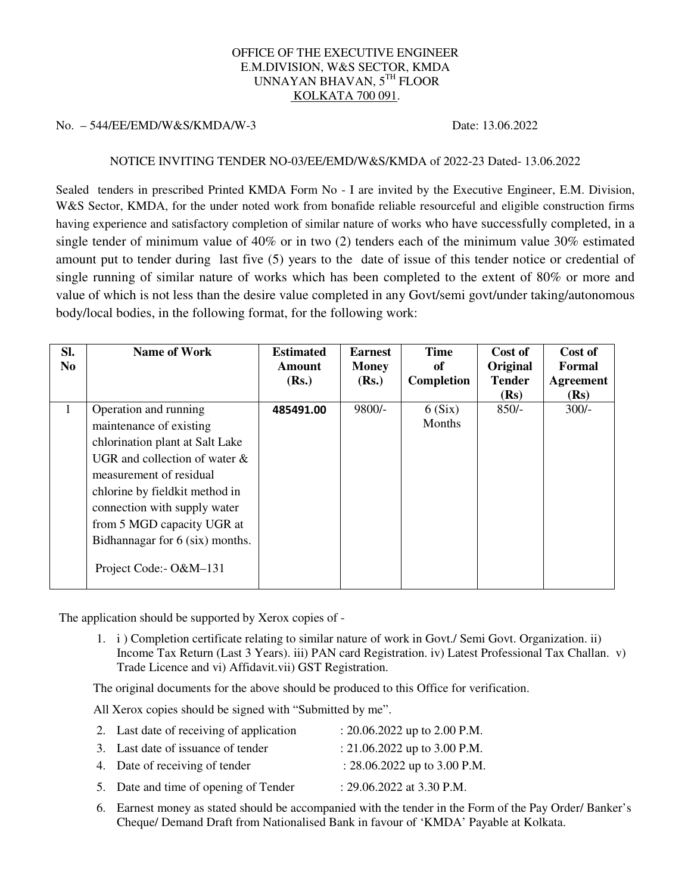OFFICE OF THE EXECUTIVE ENGINEER
E.M.DIVISION, W&S SECTOR, KMDA
UNNAYAN BHAVAN, 5TH FLOOR
KOLKATA 700 091.

No. – 544/EE/EMD/W&S/KMDA/W-3 Date: 13.06.2022

NOTICE INVITING TENDER NO-03/EE/EMD/W&S/KMDA of 2022-23 Dated- 13.06.2022

Sealed tenders in prescribed Printed KMDA Form No - I are invited by the Executive Engineer, E.M. Division, W&S Sector, KMDA, for the under noted work from bonafide reliable resourceful and eligible construction firms having experience and satisfactory completion of similar nature of works who have successfully completed, in a single tender of minimum value of 40% or in two (2) tenders each of the minimum value 30% estimated amount put to tender during last five (5) years to the date of issue of this tender notice or credential of single running of similar nature of works which has been completed to the extent of 80% or more and value of which is not less than the desire value completed in any Govt/semi govt/under taking/autonomous body/local bodies, in the following format, for the following work:

| Sl. No | Name of Work | Estimated Amount (Rs.) | Earnest Money (Rs.) | Time of Completion | Cost of Original Tender (Rs) | Cost of Formal Agreement (Rs) |
|---|---|---|---|---|---|---|
| 1 | Operation and running maintenance of existing chlorination plant at Salt Lake UGR and collection of water & measurement of residual chlorine by fieldkit method in connection with supply water from 5 MGD capacity UGR at Bidhannagar for 6 (six) months. Project Code:- O&M–131 | **485491.00** | 9800/- | 6 (Six) Months | 850/- | 300/- |

The application should be supported by Xerox copies of -

1. i ) Completion certificate relating to similar nature of work in Govt./ Semi Govt. Organization. ii) Income Tax Return (Last 3 Years). iii) PAN card Registration. iv) Latest Professional Tax Challan. v) Trade Licence and vi) Affidavit.vii) GST Registration.

   The original documents for the above should be produced to this Office for verification.

   All Xerox copies should be signed with "Submitted by me".

2. Last date of receiving of application : 20.06.2022 up to 2.00 P.M.
3. Last date of issuance of tender : 21.06.2022 up to 3.00 P.M.
4. Date of receiving of tender : 28.06.2022 up to 3.00 P.M.
5. Date and time of opening of Tender : 29.06.2022 at 3.30 P.M.
6. Earnest money as stated should be accompanied with the tender in the Form of the Pay Order/ Banker's Cheque/ Demand Draft from Nationalised Bank in favour of 'KMDA' Payable at Kolkata.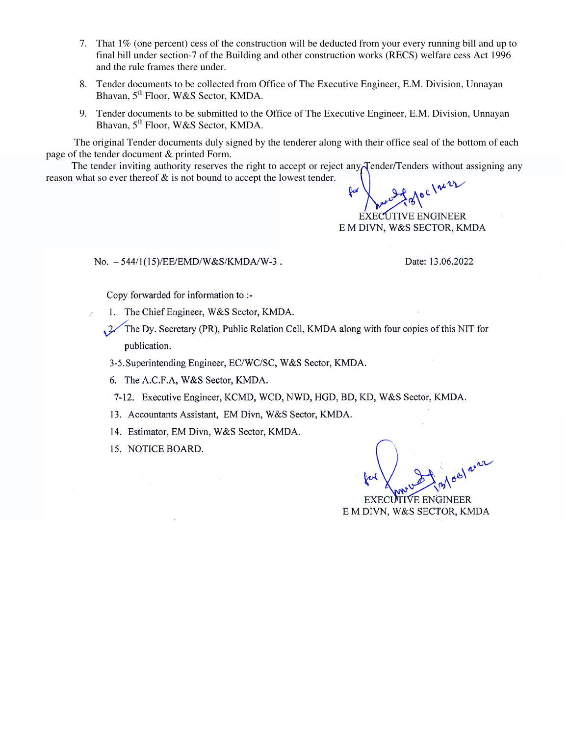7. That 1% (one percent) cess of the construction will be deducted from your every running bill and up to final bill under section-7 of the Building and other construction works (RECS) welfare cess Act 1996 and the rule frames there under.

8. Tender documents to be collected from Office of The Executive Engineer, E.M. Division, Unnayan Bhavan, 5th Floor, W&S Sector, KMDA.

9. Tender documents to be submitted to the Office of The Executive Engineer, E.M. Division, Unnayan Bhavan, 5th Floor, W&S Sector, KMDA.

The original Tender documents duly signed by the tenderer along with their office seal of the bottom of each page of the tender document & printed Form.

The tender inviting authority reserves the right to accept or reject any Tender/Tenders without assigning any reason what so ever thereof & is not bound to accept the lowest tender.

for 13/06/2022

EXECUTIVE ENGINEER
E M DIVN, W&S SECTOR, KMDA

No. – 544/1(15)/EE/EMD/W&S/KMDA/W-3 .

Date: 13.06.2022

Copy forwarded for information to :-

1. The Chief Engineer, W&S Sector, KMDA.
2. The Dy. Secretary (PR), Public Relation Cell, KMDA along with four copies of this NIT for publication.

3-5. Superintending Engineer, EC/WC/SC, W&S Sector, KMDA.

6. The A.C.F.A, W&S Sector, KMDA.

7-12. Executive Engineer, KCMD, WCD, NWD, HGD, BD, KD, W&S Sector, KMDA.

13. Accountants Assistant, EM Divn, W&S Sector, KMDA.
14. Estimator, EM Divn, W&S Sector, KMDA.
15. NOTICE BOARD.

for 13/06/2022

EXECUTIVE ENGINEER
E M DIVN, W&S SECTOR, KMDA